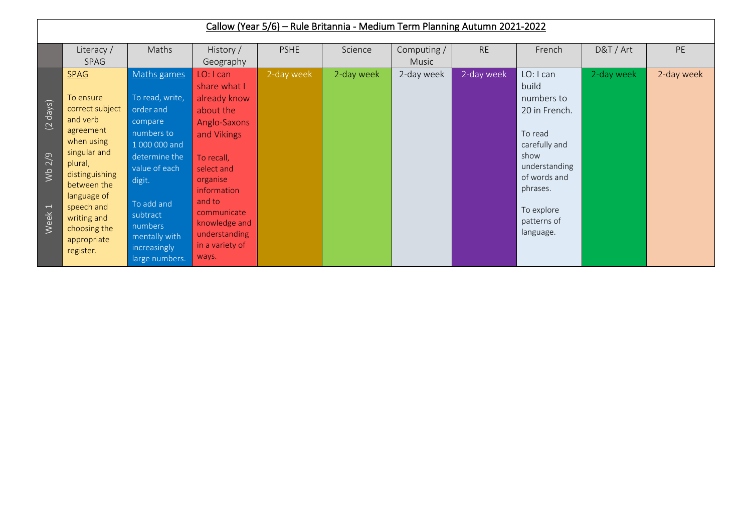# Callow (Year 5/6) – Rule Britannia - Medium Term Planning Autumn 2021-2022

| | Literacy / SPAG | Maths | History / Geography | PSHE | Science | Computing / Music | RE | French | D&T / Art | PE |
|---|---|---|---|---|---|---|---|---|---|---|
| Week 1 Wb 2/9 (2 days) | SPAG<br><br>To ensure correct subject and verb agreement when using singular and plural, distinguishing between the language of speech and writing and choosing the appropriate register. | Maths games<br><br>To read, write, order and compare numbers to 1 000 000 and determine the value of each digit.<br><br>To add and subtract numbers mentally with increasingly large numbers. | LO: I can share what I already know about the Anglo-Saxons and Vikings<br><br>To recall, select and organise information and to communicate knowledge and understanding in a variety of ways. | 2-day week | 2-day week | 2-day week | 2-day week | LO: I can build numbers to 20 in French.<br><br>To read carefully and show understanding of words and phrases.<br><br>To explore patterns of language. | 2-day week | 2-day week |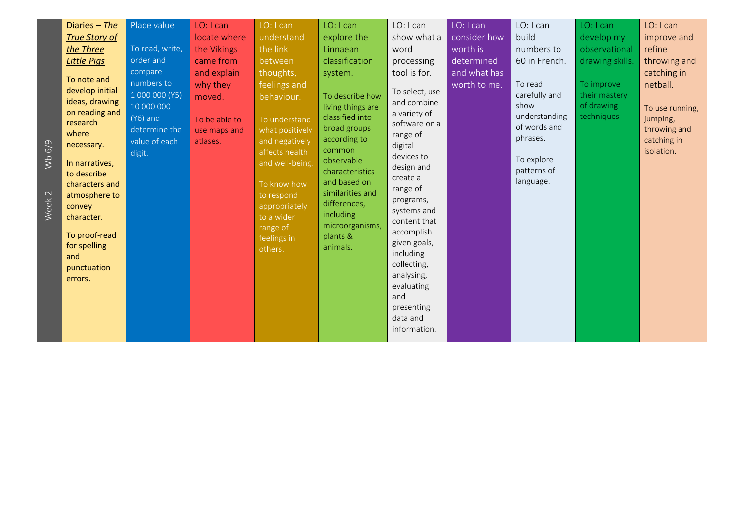| Week 2 Wb 6/9 | **Diaries – *The True Story of the Three Little Pigs*** | Place value | LO: I can locate where the Vikings came from and explain why they moved. | LO: I can understand the link between thoughts, feelings and behaviour. | LO: I can explore the Linnaean classification system. | LO: I can show what a word processing tool is for. | LO: I can consider how worth is determined and what has worth to me. | LO: I can build numbers to 60 in French. | LO: I can develop my observational drawing skills. | LO: I can improve and refine throwing and catching in netball. |
|---|---|---|---|---|---|---|---|---|---|---|
| | To note and develop initial ideas, drawing on reading and research where necessary.<br><br>In narratives, to describe characters and atmosphere to convey character.<br><br>To proof-read for spelling and punctuation errors. | To read, write, order and compare numbers to 1 000 000 (Y5) 10 000 000 (Y6) and determine the value of each digit. | To be able to use maps and atlases. | To understand what positively and negatively affects health and well-being.<br><br>To know how to respond appropriately to a wider range of feelings in others. | To describe how living things are classified into broad groups according to common observable characteristics and based on similarities and differences, including microorganisms, plants & animals. | To select, use and combine a variety of software on a range of digital devices to design and create a range of programs, systems and content that accomplish given goals, including collecting, analysing, evaluating and presenting data and information. | | To read carefully and show understanding of words and phrases.<br><br>To explore patterns of language. | To improve their mastery of drawing techniques. | To use running, jumping, throwing and catching in isolation. |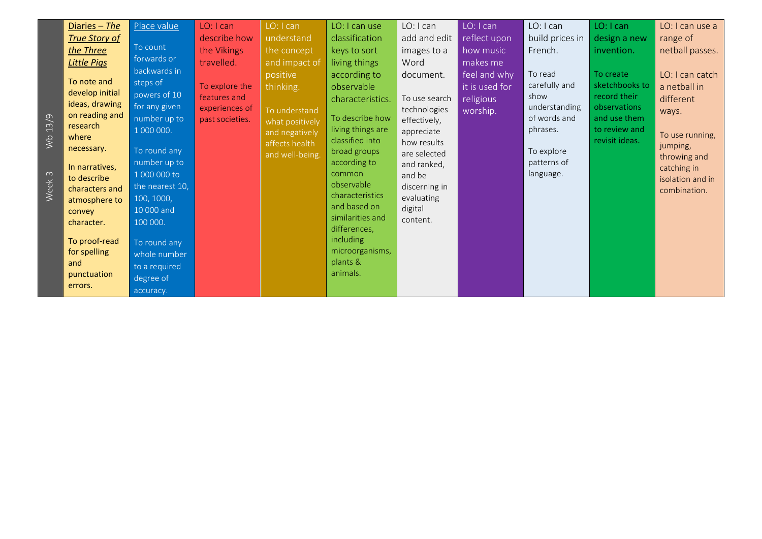| Week 3 Wb 13/9 | Diaries – *The True Story of the Three Little Pigs* | Place value | LO: I can describe how the Vikings travelled. | LO: I can understand the concept and impact of positive thinking. | LO: I can use classification keys to sort living things according to observable characteristics. | LO: I can add and edit images to a Word document. | LO: I can reflect upon how music makes me feel and why it is used for religious worship. | LO: I can build prices in French. | LO: I can design a new invention. | LO: I can use a range of netball passes. |
|---|---|---|---|---|---|---|---|---|---|---|
| | To note and develop initial ideas, drawing on reading and research where necessary.<br><br>In narratives, to describe characters and atmosphere to convey character.<br><br>To proof-read for spelling and punctuation errors. | To count forwards or backwards in steps of powers of 10 for any given number up to 1 000 000.<br><br>To round any number up to 1 000 000 to the nearest 10, 100, 1000, 10 000 and 100 000.<br><br>To round any whole number to a required degree of accuracy. | To explore the features and experiences of past societies. | To understand what positively and negatively affects health and well-being. | To describe how living things are classified into broad groups according to common observable characteristics and based on similarities and differences, including microorganisms, plants & animals. | To use search technologies effectively, appreciate how results are selected and ranked, and be discerning in evaluating digital content. | | To read carefully and show understanding of words and phrases.<br><br>To explore patterns of language. | To create sketchbooks to record their observations and use them to review and revisit ideas. | LO: I can catch a netball in different ways.<br><br>To use running, jumping, throwing and catching in isolation and in combination. |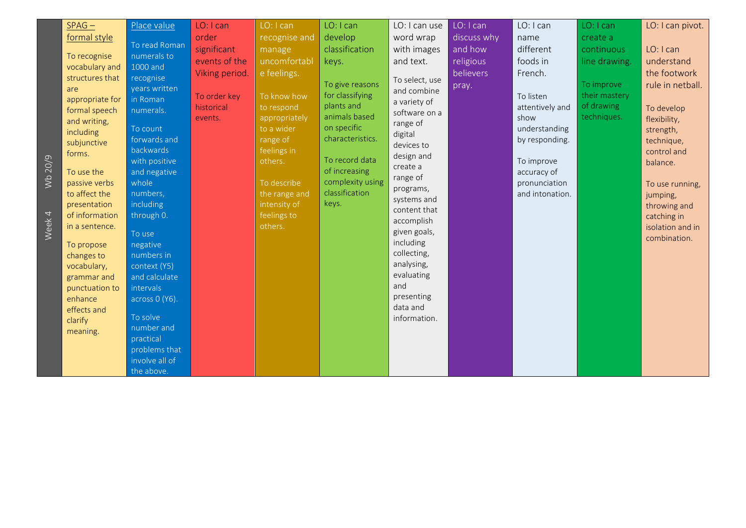| Wb 20/9 Week 4 | SPAG – formal style | Place value | LO: I can order significant events of the Viking period. | LO: I can recognise and manage uncomfortable feelings. | LO: I can develop classification keys. | LO: I can use word wrap with images and text. | LO: I can discuss why and how religious believers pray. | LO: I can name different foods in French. | LO: I can create a continuous line drawing. | LO: I can pivot.<br><br>LO: I can understand the footwork rule in netball. |
|---|---|---|---|---|---|---|---|---|---|---|
| | To recognise vocabulary and structures that are appropriate for formal speech and writing, including subjunctive forms.<br><br>To use the passive verbs to affect the presentation of information in a sentence.<br><br>To propose changes to vocabulary, grammar and punctuation to enhance effects and clarify meaning. | To read Roman numerals to 1000 and recognise years written in Roman numerals.<br><br>To count forwards and backwards with positive and negative whole numbers, including through 0.<br><br>To use negative numbers in context (Y5) and calculate intervals across 0 (Y6).<br><br>To solve number and practical problems that involve all of the above. | To order key historical events. | To know how to respond appropriately to a wider range of feelings in others.<br><br>To describe the range and intensity of feelings to others. | To give reasons for classifying plants and animals based on specific characteristics.<br><br>To record data of increasing complexity using classification keys. | To select, use and combine a variety of software on a range of digital devices to design and create a range of programs, systems and content that accomplish given goals, including collecting, analysing, evaluating and presenting data and information. | | To listen attentively and show understanding by responding.<br><br>To improve accuracy of pronunciation and intonation. | To improve their mastery of drawing techniques. | To develop flexibility, strength, technique, control and balance.<br><br>To use running, jumping, throwing and catching in isolation and in combination. |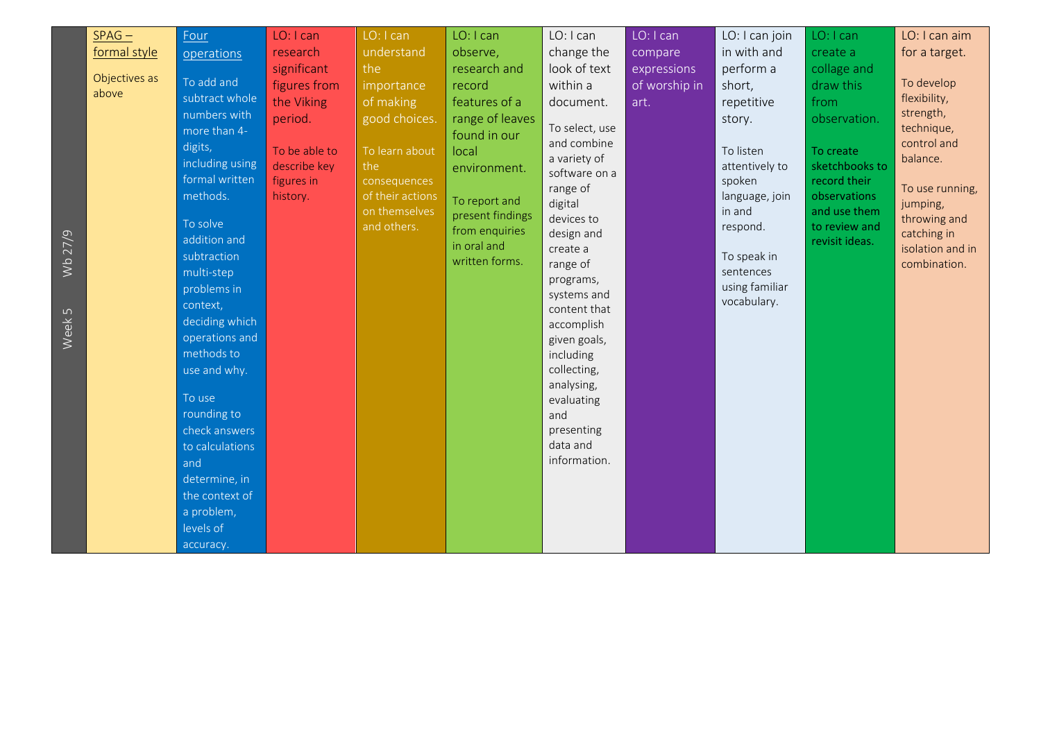| Week 5 Wb 27/9 | SPAG – formal style<br><br>Objectives as above | Four operations<br><br>To add and subtract whole numbers with more than 4-digits, including using formal written methods.<br><br>To solve addition and subtraction multi-step problems in context, deciding which operations and methods to use and why.<br><br>To use rounding to check answers to calculations and determine, in the context of a problem, levels of accuracy. | LO: I can research significant figures from the Viking period.<br><br>To be able to describe key figures in history. | LO: I can understand the importance of making good choices.<br><br>To learn about the consequences of their actions on themselves and others. | LO: I can observe, research and record features of a range of leaves found in our local environment.<br><br>To report and present findings from enquiries in oral and written forms. | LO: I can change the look of text within a document.<br><br>To select, use and combine a variety of software on a range of digital devices to design and create a range of programs, systems and content that accomplish given goals, including collecting, analysing, evaluating and presenting data and information. | LO: I can compare expressions of worship in art. | LO: I can join in with and perform a short, repetitive story.<br><br>To listen attentively to spoken language, join in and respond.<br><br>To speak in sentences using familiar vocabulary. | LO: I can create a collage and draw this from observation.<br><br>To create sketchbooks to record their observations and use them to review and revisit ideas. | LO: I can aim for a target.<br><br>To develop flexibility, strength, technique, control and balance.<br><br>To use running, jumping, throwing and catching in isolation and in combination. |
|---|---|---|---|---|---|---|---|---|---|---|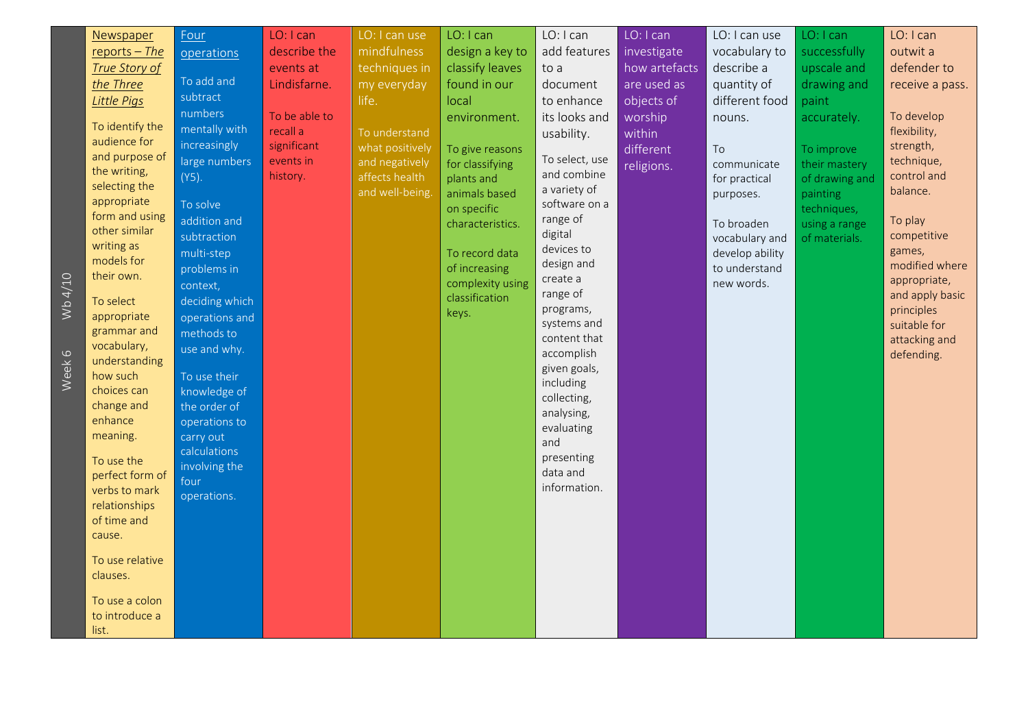| Week 6 Wb 4/10 | <u>Newspaper reports – *The True Story of the Three Little Pigs*</u> | <u>Four operations</u> | LO: I can describe the events at Lindisfarne. | LO: I can use mindfulness techniques in my everyday life. | LO: I can design a key to classify leaves found in our local environment. | LO: I can add features to a document to enhance its looks and usability. | LO: I can investigate how artefacts are used as objects of worship within different religions. | LO: I can use vocabulary to describe a quantity of different food nouns. | LO: I can successfully upscale and drawing and paint accurately. | LO: I can outwit a defender to receive a pass. |
|---|---|---|---|---|---|---|---|---|---|---|
| | To identify the audience for and purpose of the writing, selecting the appropriate form and using other similar writing as models for their own.<br><br>To select appropriate grammar and vocabulary, understanding how such choices can change and enhance meaning.<br><br>To use the perfect form of verbs to mark relationships of time and cause.<br><br>To use relative clauses.<br><br>To use a colon to introduce a list. | To add and subtract numbers mentally with increasingly large numbers (Y5).<br><br>To solve addition and subtraction multi-step problems in context, deciding which operations and methods to use and why.<br><br>To use their knowledge of the order of operations to carry out calculations involving the four operations. | To be able to recall a significant events in history. | To understand what positively and negatively affects health and well-being. | To give reasons for classifying plants and animals based on specific characteristics.<br><br>To record data of increasing complexity using classification keys. | To select, use and combine a variety of software on a range of digital devices to design and create a range of programs, systems and content that accomplish given goals, including collecting, analysing, evaluating and presenting data and information. | | To communicate for practical purposes.<br><br>To broaden vocabulary and develop ability to understand new words. | To improve their mastery of drawing and painting techniques, using a range of materials. | To develop flexibility, strength, technique, control and balance.<br><br>To play competitive games, modified where appropriate, and apply basic principles suitable for attacking and defending. |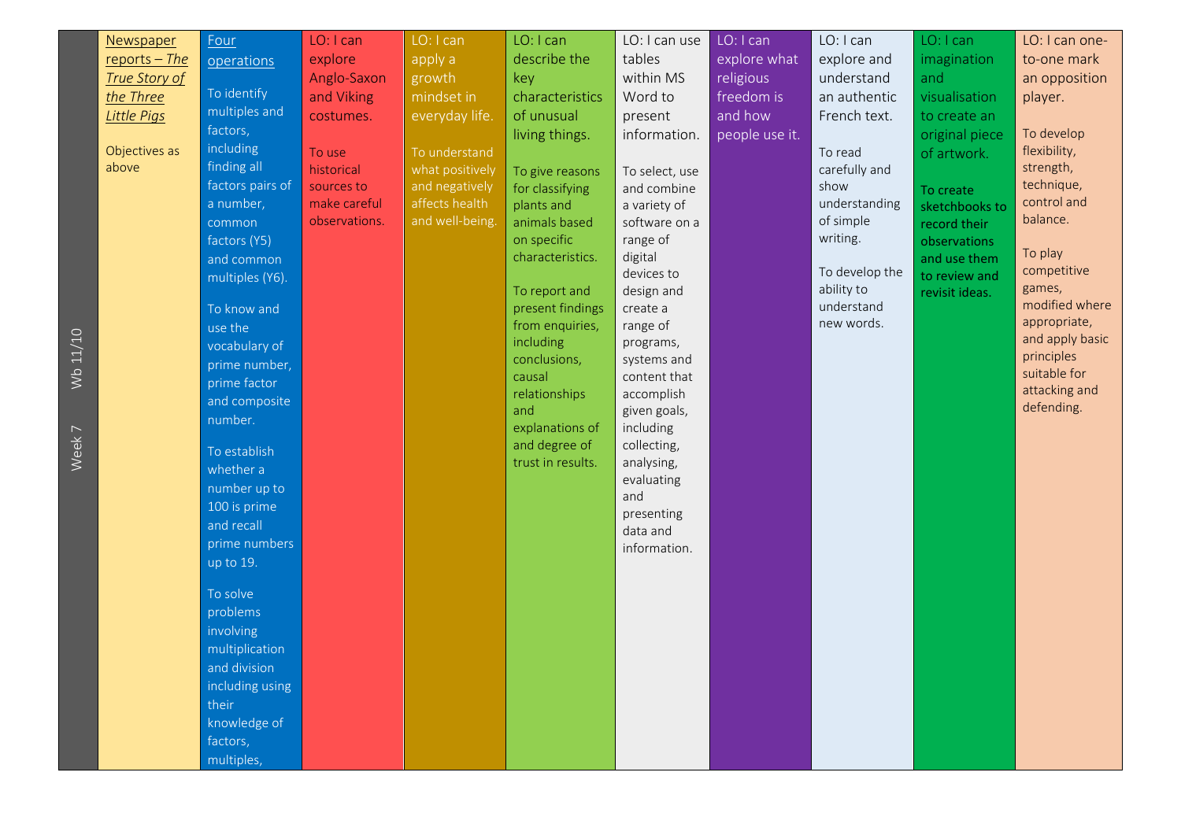| Week 7 Wb 11/10 | <u>Newspaper reports – *The True Story of the Three Little Pigs*</u><br><br>Objectives as above | <u>Four operations</u><br><br>To identify multiples and factors, including finding all factors pairs of a number, common factors (Y5) and common multiples (Y6).<br><br>To know and use the vocabulary of prime number, prime factor and composite number.<br><br>To establish whether a number up to 100 is prime and recall prime numbers up to 19.<br><br>To solve problems involving multiplication and division including using their knowledge of factors, multiples, | LO: I can explore Anglo-Saxon and Viking costumes.<br><br>To use historical sources to make careful observations. | LO: I can apply a growth mindset in everyday life.<br><br>To understand what positively and negatively affects health and well-being. | LO: I can describe the key characteristics of unusual living things.<br><br>To give reasons for classifying plants and animals based on specific characteristics.<br><br>To report and present findings from enquiries, including conclusions, causal relationships and explanations of and degree of trust in results. | LO: I can use tables within MS Word to present information.<br><br>To select, use and combine a variety of software on a range of digital devices to design and create a range of programs, systems and content that accomplish given goals, including collecting, analysing, evaluating and presenting data and information. | LO: I can explore what religious freedom is and how people use it. | LO: I can explore and understand an authentic French text.<br><br>To read carefully and show understanding of simple writing.<br><br>To develop the ability to understand new words. | LO: I can imagination and visualisation to create an original piece of artwork.<br><br>**To create sketchbooks to record their observations and use them to review and revisit ideas.** | LO: I can one-to-one mark an opposition player.<br><br>To develop flexibility, strength, technique, control and balance.<br><br>To play competitive games, modified where appropriate, and apply basic principles suitable for attacking and defending. |
|---|---|---|---|---|---|---|---|---|---|---|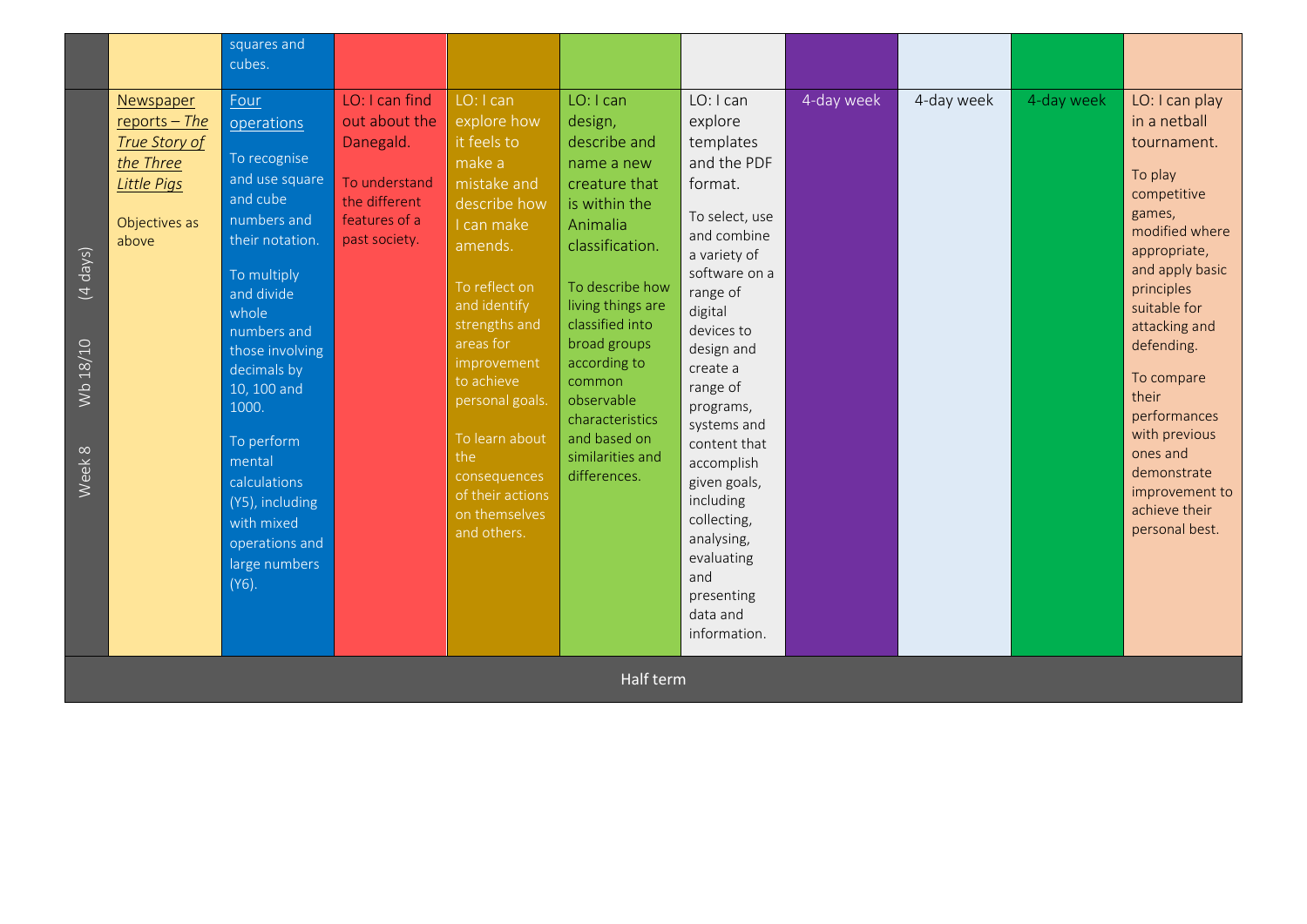|  |  |  |  |  |  |  |  |  |  |  |
|---|---|---|---|---|---|---|---|---|---|---|
|  |  | squares and cubes. |  |  |  |  |  |  |  |  |
| Week 8 Wb 18/10 (4 days) | Newspaper reports – *The True Story of the Three Little Pigs*<br><br>Objectives as above | Four operations<br><br>To recognise and use square and cube numbers and their notation.<br><br>To multiply and divide whole numbers and those involving decimals by 10, 100 and 1000.<br><br>To perform mental calculations (Y5), including with mixed operations and large numbers (Y6). | LO: I can find out about the Danegald.<br><br>To understand the different features of a past society. | LO: I can explore how it feels to make a mistake and describe how I can make amends.<br><br>To reflect on and identify strengths and areas for improvement to achieve personal goals.<br><br>To learn about the consequences of their actions on themselves and others. | LO: I can design, describe and name a new creature that is within the Animalia classification.<br><br>To describe how living things are classified into broad groups according to common observable characteristics and based on similarities and differences. | LO: I can explore templates and the PDF format.<br><br>To select, use and combine a variety of software on a range of digital devices to design and create a range of programs, systems and content that accomplish given goals, including collecting, analysing, evaluating and presenting data and information. | 4-day week | 4-day week | 4-day week | LO: I can play in a netball tournament.<br><br>To play competitive games, modified where appropriate, and apply basic principles suitable for attacking and defending.<br><br>To compare their performances with previous ones and demonstrate improvement to achieve their personal best. |
| Half term |  |  |  |  |  |  |  |  |  |  |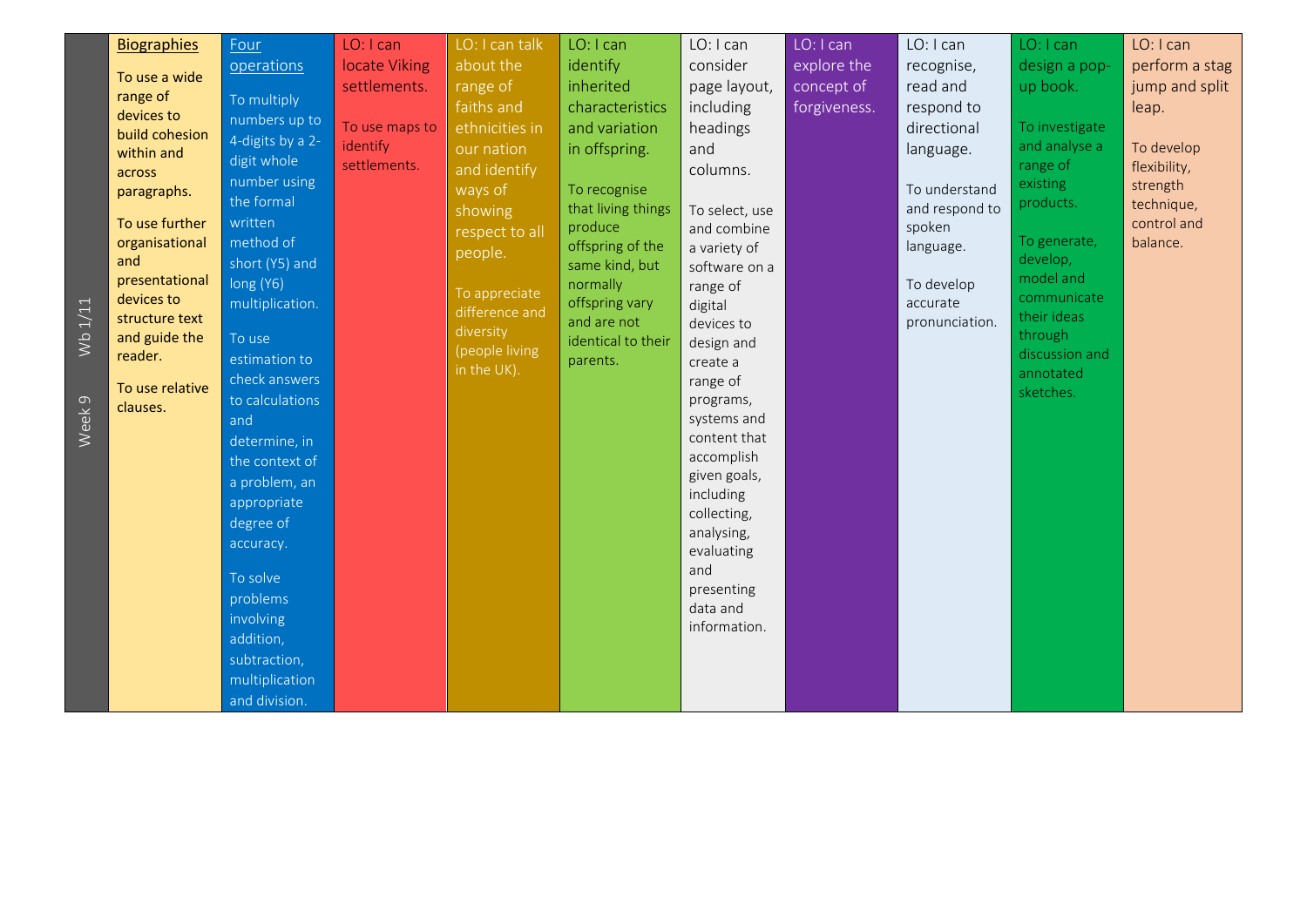| Week 9 Wb 1/11 | **Biographies**<br><br>To use a wide range of devices to build cohesion within and across paragraphs.<br><br>To use further organisational and presentational devices to structure text and guide the reader.<br><br>To use relative clauses. | **Four operations**<br><br>To multiply numbers up to 4-digits by a 2-digit whole number using the formal written method of short (Y5) and long (Y6) multiplication.<br><br>To use estimation to check answers to calculations and determine, in the context of a problem, an appropriate degree of accuracy.<br><br>To solve problems involving addition, subtraction, multiplication and division. | LO: I can locate Viking settlements.<br><br>To use maps to identify settlements. | LO: I can talk about the range of faiths and ethnicities in our nation and identify ways of showing respect to all people.<br><br>To appreciate difference and diversity (people living in the UK). | LO: I can identify inherited characteristics and variation in offspring.<br><br>To recognise that living things produce offspring of the same kind, but normally offspring vary and are not identical to their parents. | LO: I can consider page layout, including headings and columns.<br><br>To select, use and combine a variety of software on a range of digital devices to design and create a range of programs, systems and content that accomplish given goals, including collecting, analysing, evaluating and presenting data and information. | LO: I can explore the concept of forgiveness. | LO: I can recognise, read and respond to directional language.<br><br>To understand and respond to spoken language.<br><br>To develop accurate pronunciation. | LO: I can design a pop-up book.<br><br>To investigate and analyse a range of existing products.<br><br>To generate, develop, model and communicate their ideas through discussion and annotated sketches. | LO: I can perform a stag jump and split leap.<br><br>To develop flexibility, strength technique, control and balance. |
|---|---|---|---|---|---|---|---|---|---|---|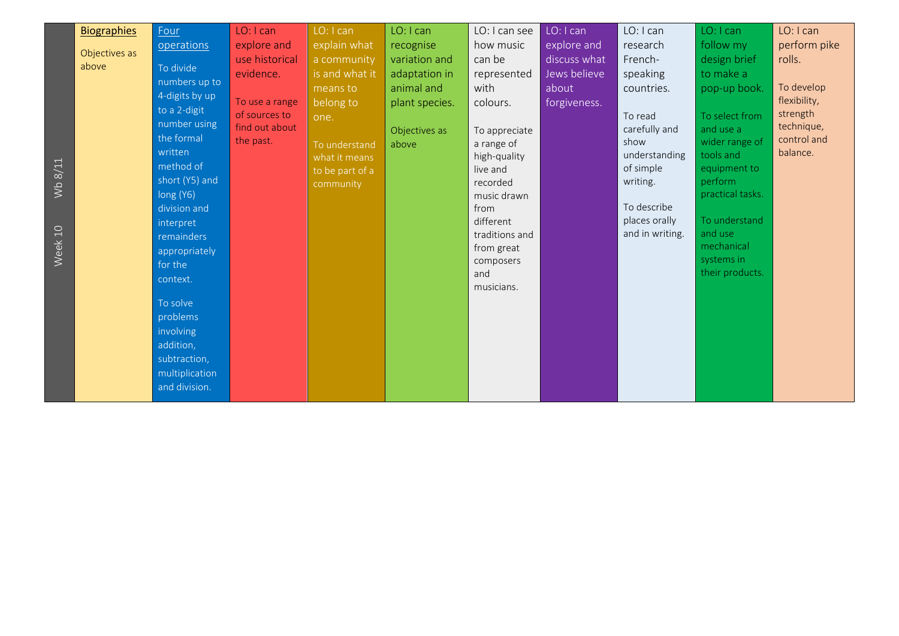| Week 10 Wb 8/11 | **Biographies** Objectives as above | Four operations To divide numbers up to 4-digits by up to a 2-digit number using the formal written method of short (Y5) and long (Y6) division and interpret remainders appropriately for the context. To solve problems involving addition, subtraction, multiplication and division. | LO: I can explore and use historical evidence. To use a range of sources to find out about the past. | LO: I can explain what a community is and what it means to belong to one. To understand what it means to be part of a community | LO: I can recognise variation and adaptation in animal and plant species. Objectives as above | LO: I can see how music can be represented with colours. To appreciate a range of high-quality live and recorded music drawn from different traditions and from great composers and musicians. | LO: I can explore and discuss what Jews believe about forgiveness. | LO: I can research French-speaking countries. To read carefully and show understanding of simple writing. To describe places orally and in writing. | LO: I can follow my design brief to make a pop-up book. To select from and use a wider range of tools and equipment to perform practical tasks. To understand and use mechanical systems in their products. | LO: I can perform pike rolls. To develop flexibility, strength technique, control and balance. |
|---|---|---|---|---|---|---|---|---|---|---|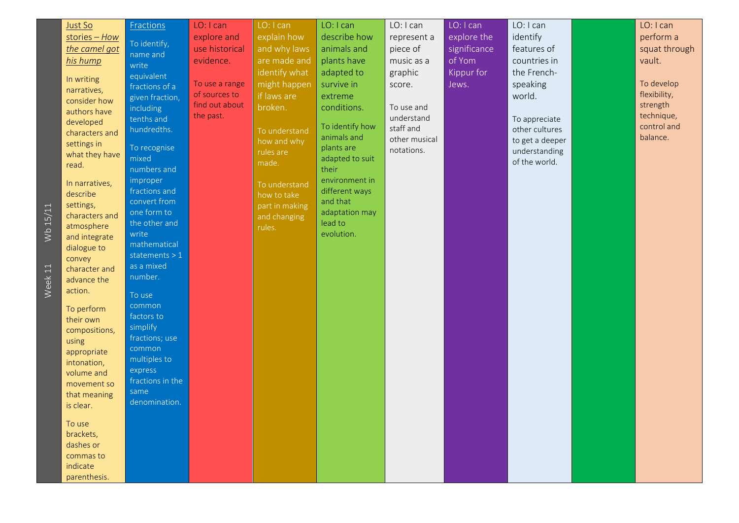| Week 11 Wb 15/11 | Just So stories – *How the camel got his hump*<br><br>In writing narratives, consider how authors have developed characters and settings in what they have read.<br><br>In narratives, describe settings, characters and atmosphere and integrate dialogue to convey character and advance the action.<br><br>To perform their own compositions, using appropriate intonation, volume and movement so that meaning is clear.<br><br>To use brackets, dashes or commas to indicate parenthesis. | Fractions<br><br>To identify, name and write equivalent fractions of a given fraction, including tenths and hundredths.<br><br>To recognise mixed numbers and improper fractions and convert from one form to the other and write mathematical statements > 1 as a mixed number.<br><br>To use common factors to simplify fractions; use common multiples to express fractions in the same denomination. | LO: I can explore and use historical evidence.<br><br>To use a range of sources to find out about the past. | LO: I can explain how and why laws are made and identify what might happen if laws are broken.<br><br>To understand how and why rules are made.<br><br>To understand how to take part in making and changing rules. | LO: I can describe how animals and plants have adapted to survive in extreme conditions.<br><br>To identify how animals and plants are adapted to suit their environment in different ways and that adaptation may lead to evolution. | LO: I can represent a piece of music as a graphic score.<br><br>To use and understand staff and other musical notations. | LO: I can explore the significance of Yom Kippur for Jews. | LO: I can identify features of countries in the French-speaking world.<br><br>To appreciate other cultures to get a deeper understanding of the world. | | LO: I can perform a squat through vault.<br><br>To develop flexibility, strength technique, control and balance. |
|---|---|---|---|---|---|---|---|---|---|---|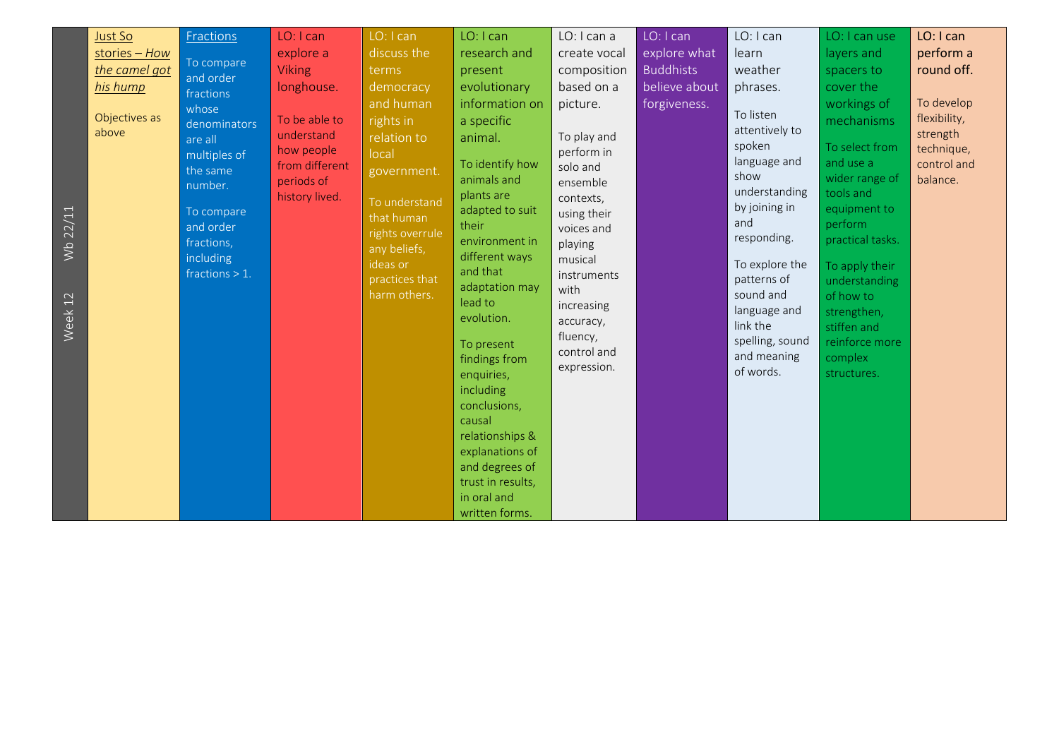| Week 12 Wb 22/11 | Just So stories – *How the camel got his hump* | Fractions | LO: I can explore a Viking longhouse. | LO: I can discuss the terms democracy and human rights in relation to local government. | LO: I can research and present evolutionary information on a specific animal. | LO: I can a create vocal composition based on a picture. | LO: I can explore what Buddhists believe about forgiveness. | LO: I can learn weather phrases. | LO: I can use layers and spacers to cover the workings of mechanisms | LO: I can perform a round off. |
|---|---|---|---|---|---|---|---|---|---|---|
| | Objectives as above | To compare and order fractions whose denominators are all multiples of the same number.<br><br>To compare and order fractions, including fractions > 1. | To be able to understand how people from different periods of history lived. | To understand that human rights overrule any beliefs, ideas or practices that harm others. | To identify how animals and plants are adapted to suit their environment in different ways and that adaptation may lead to evolution.<br><br>To present findings from enquiries, including conclusions, causal relationships & explanations of and degrees of trust in results, in oral and written forms. | To play and perform in solo and ensemble contexts, using their voices and playing musical instruments with increasing accuracy, fluency, control and expression. | | To listen attentively to spoken language and show understanding by joining in and responding.<br><br>To explore the patterns of sound and language and link the spelling, sound and meaning of words. | To select from and use a wider range of tools and equipment to perform practical tasks.<br><br>To apply their understanding of how to strengthen, stiffen and reinforce more complex structures. | To develop flexibility, strength technique, control and balance. |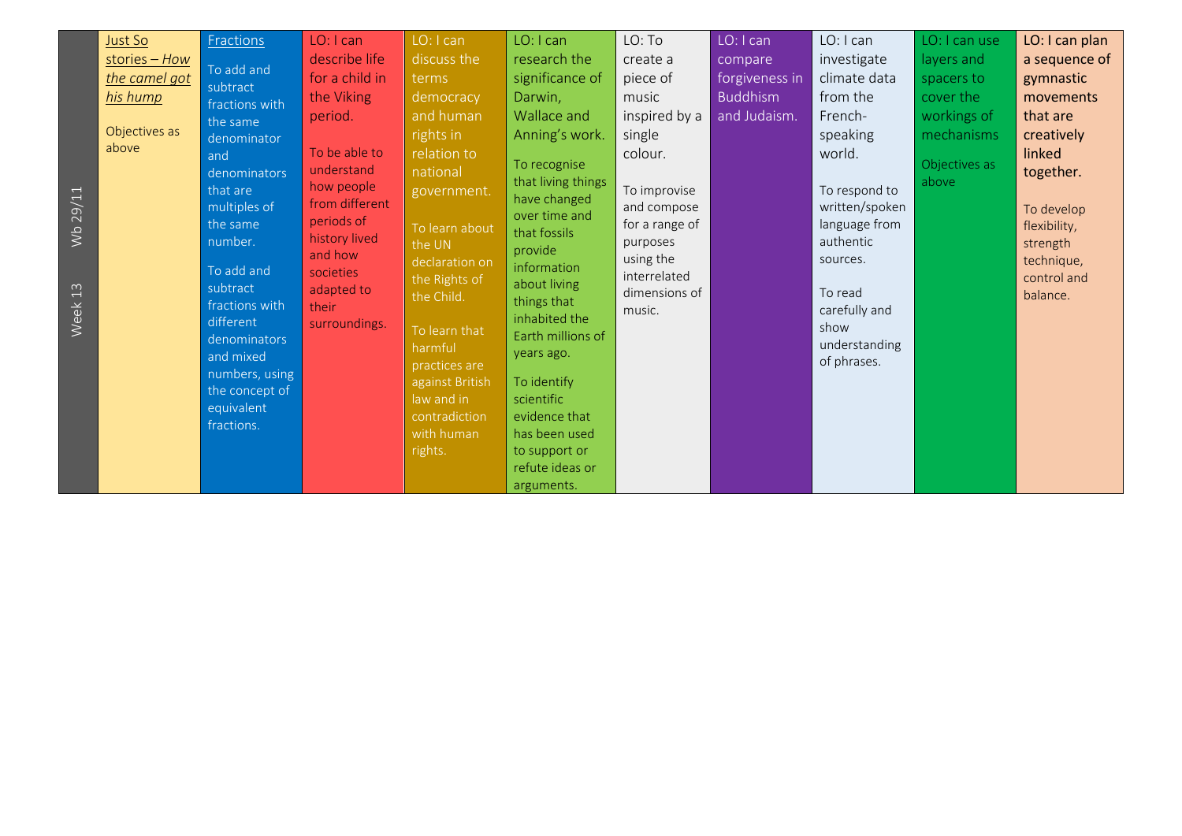| Week 13 Wb 29/11 | Just So stories – *How the camel got his hump*<br><br>Objectives as above | Fractions<br><br>To add and subtract fractions with the same denominator and denominators that are multiples of the same number.<br><br>To add and subtract fractions with different denominators and mixed numbers, using the concept of equivalent fractions. | LO: I can describe life for a child in the Viking period.<br><br>To be able to understand how people from different periods of history lived and how societies adapted to their surroundings. | LO: I can discuss the terms democracy and human rights in relation to national government.<br><br>To learn about the UN declaration on the Rights of the Child.<br><br>To learn that harmful practices are against British law and in contradiction with human rights. | LO: I can research the significance of Darwin, Wallace and Anning's work.<br><br>To recognise that living things have changed over time and that fossils provide information about living things that inhabited the Earth millions of years ago.<br><br>To identify scientific evidence that has been used to support or refute ideas or arguments. | LO: To create a piece of music inspired by a single colour.<br><br>To improvise and compose for a range of purposes using the interrelated dimensions of music. | LO: I can compare forgiveness in Buddhism and Judaism. | LO: I can investigate climate data from the French-speaking world.<br><br>To respond to written/spoken language from authentic sources.<br><br>To read carefully and show understanding of phrases. | LO: I can use layers and spacers to cover the workings of mechanisms<br><br>Objectives as above | **LO: I can plan a sequence of gymnastic movements that are creatively linked together.**<br><br>To develop flexibility, strength technique, control and balance. |
|---|---|---|---|---|---|---|---|---|---|---|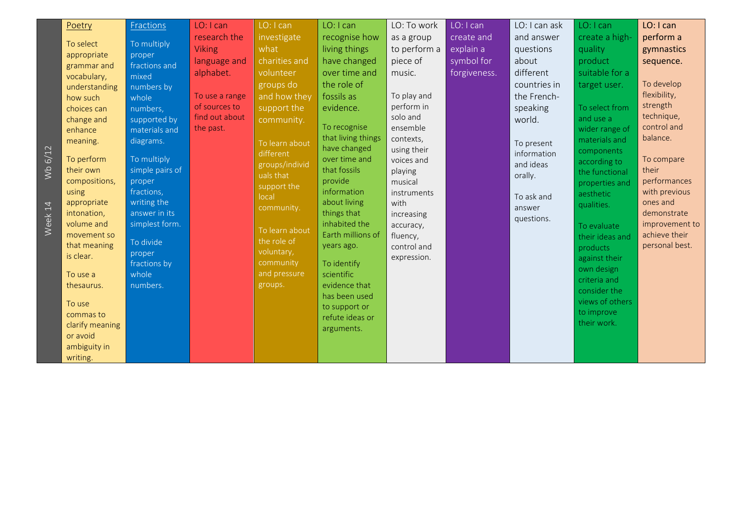| Week 14 Wb 6/12 | Poetry | Fractions | LO: I can research the Viking language and alphabet. | LO: I can investigate what charities and volunteer groups do and how they support the community. | LO: I can recognise how living things have changed over time and the role of fossils as evidence. | LO: To work as a group to perform a piece of music. | LO: I can create and explain a symbol for forgiveness. | LO: I can ask and answer questions about different countries in the French-speaking world. | LO: I can create a high-quality product suitable for a target user. | **LO: I can perform a gymnastics sequence.** |
|---|---|---|---|---|---|---|---|---|---|---|
| | To select appropriate grammar and vocabulary, understanding how such choices can change and enhance meaning.<br><br>To perform their own compositions, using appropriate intonation, volume and movement so that meaning is clear.<br><br>To use a thesaurus.<br><br>To use commas to clarify meaning or avoid ambiguity in writing. | To multiply proper fractions and mixed numbers by whole numbers, supported by materials and diagrams.<br><br>To multiply simple pairs of proper fractions, writing the answer in its simplest form.<br><br>To divide proper fractions by whole numbers. | To use a range of sources to find out about the past. | To learn about different groups/individuals that support the local community.<br><br>To learn about the role of voluntary, community and pressure groups. | To recognise that living things have changed over time and that fossils provide information about living things that inhabited the Earth millions of years ago.<br><br>To identify scientific evidence that has been used to support or refute ideas or arguments. | To play and perform in solo and ensemble contexts, using their voices and playing musical instruments with increasing accuracy, fluency, control and expression. | | To present information and ideas orally.<br><br>To ask and answer questions. | To select from and use a wider range of materials and components according to the functional properties and aesthetic qualities.<br><br>To evaluate their ideas and products against their own design criteria and consider the views of others to improve their work. | To develop flexibility, strength technique, control and balance.<br><br>To compare their performances with previous ones and demonstrate improvement to achieve their personal best. |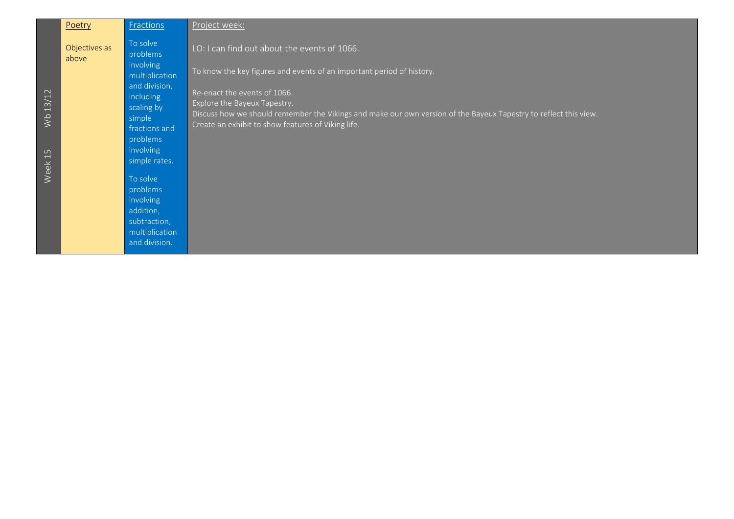| | Poetry | Fractions | Project week: |
|---|---|---|---|
| Week 15 Wb 13/12 | Objectives as above | To solve problems involving multiplication and division, including scaling by simple fractions and problems involving simple rates.<br><br>To solve problems involving addition, subtraction, multiplication and division. | LO: I can find out about the events of 1066.<br><br>To know the key figures and events of an important period of history.<br><br>Re-enact the events of 1066.<br>Explore the Bayeux Tapestry.<br>Discuss how we should remember the Vikings and make our own version of the Bayeux Tapestry to reflect this view.<br>Create an exhibit to show features of Viking life. |